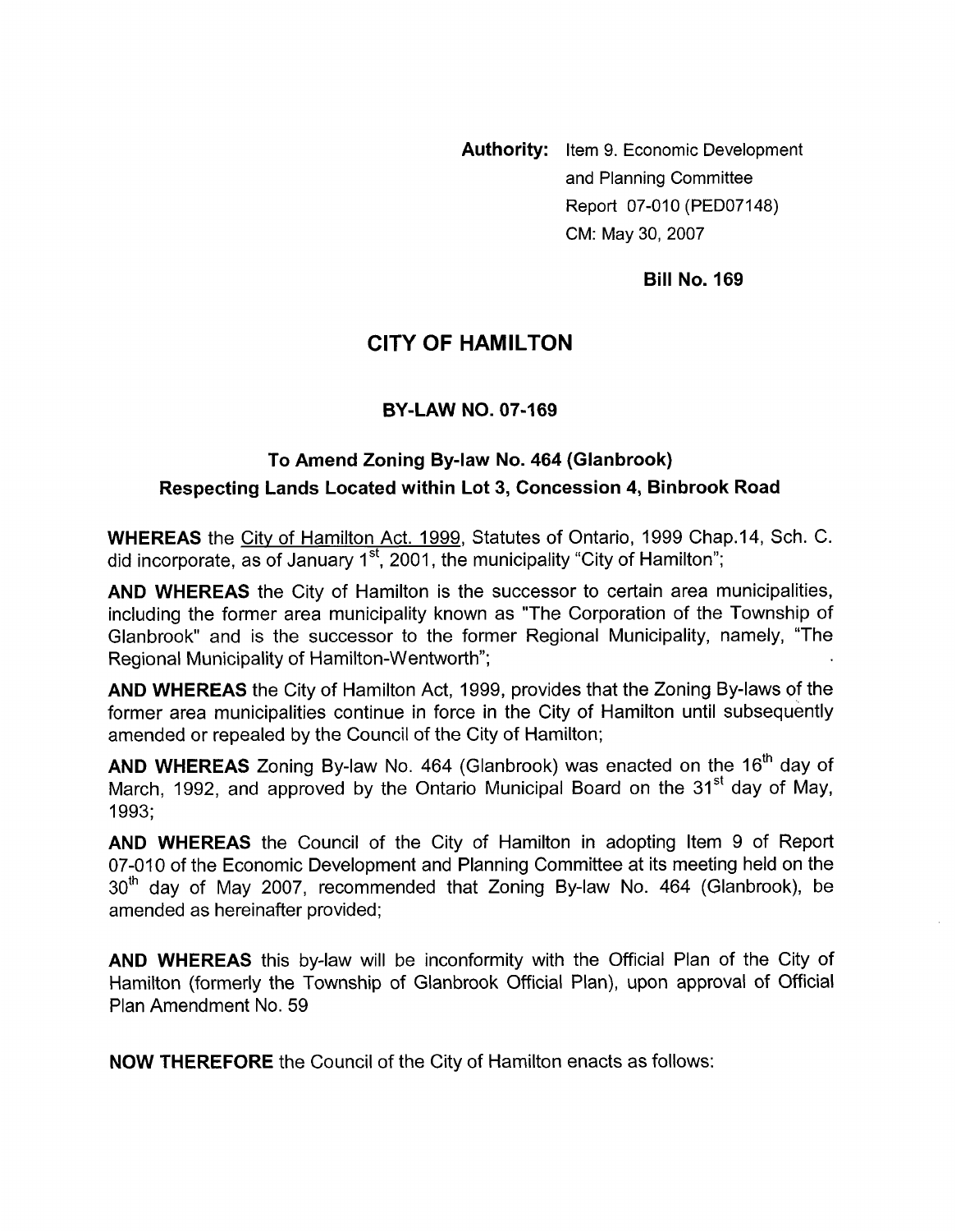**Authority:** Item 9. Economic Development and Planning Committee Report 07-010 (PED07148) CM: May 30, 2007

**Bill No. 169**

# CITY OF HAMILTON

## BY-LAW NO. 07-169

### To Amend Zoning By-law No. 464 (Glanbrook) Respecting Lands Located within Lot 3, Concession 4, Binbrook Road

**WHEREAS** the City of Hamilton Act. 1999, Statutes of Ontario, 1999 Chap.14, Sch. C. did incorporate, as of January 1st, 2001, the municipality "City of Hamilton";

**AND WHEREAS** the City of Hamilton is the successor to certain area municipalities, including the former area municipality known as "The Corporation of the Township of Glanbrook" and is the successor to the former Regional Municipality, namely, "The Regional Municipality of Hamilton-Wentworth";

**AND WHEREAS** the City of Hamilton Act, 1999, provides that the Zoning By-laws of the former area municipalities continue in force in the City of Hamilton until subsequently amended or repealed by the Council of the City of Hamilton;

**AND WHEREAS** Zoning By-law No. 464 (Glanbrook) was enacted on the 16th day of March, 1992, and approved by the Ontario Municipal Board on the 31st day of May, 1993;

**AND WHEREAS** the Council of the City of Hamilton in adopting Item 9 of Report 07-010 of the Economic Development and Planning Committee at its meeting held on the 30th day of May 2007, recommended that Zoning By-law No. 464 (Glanbrook), be amended as hereinafter provided;

**AND WHEREAS** this by-law will be inconformity with the Official Plan of the City of Hamilton (formerly the Township of Glanbrook Official Plan), upon approval of Official Plan Amendment No. 59

**NOW THEREFORE** the Council of the City of Hamilton enacts as follows: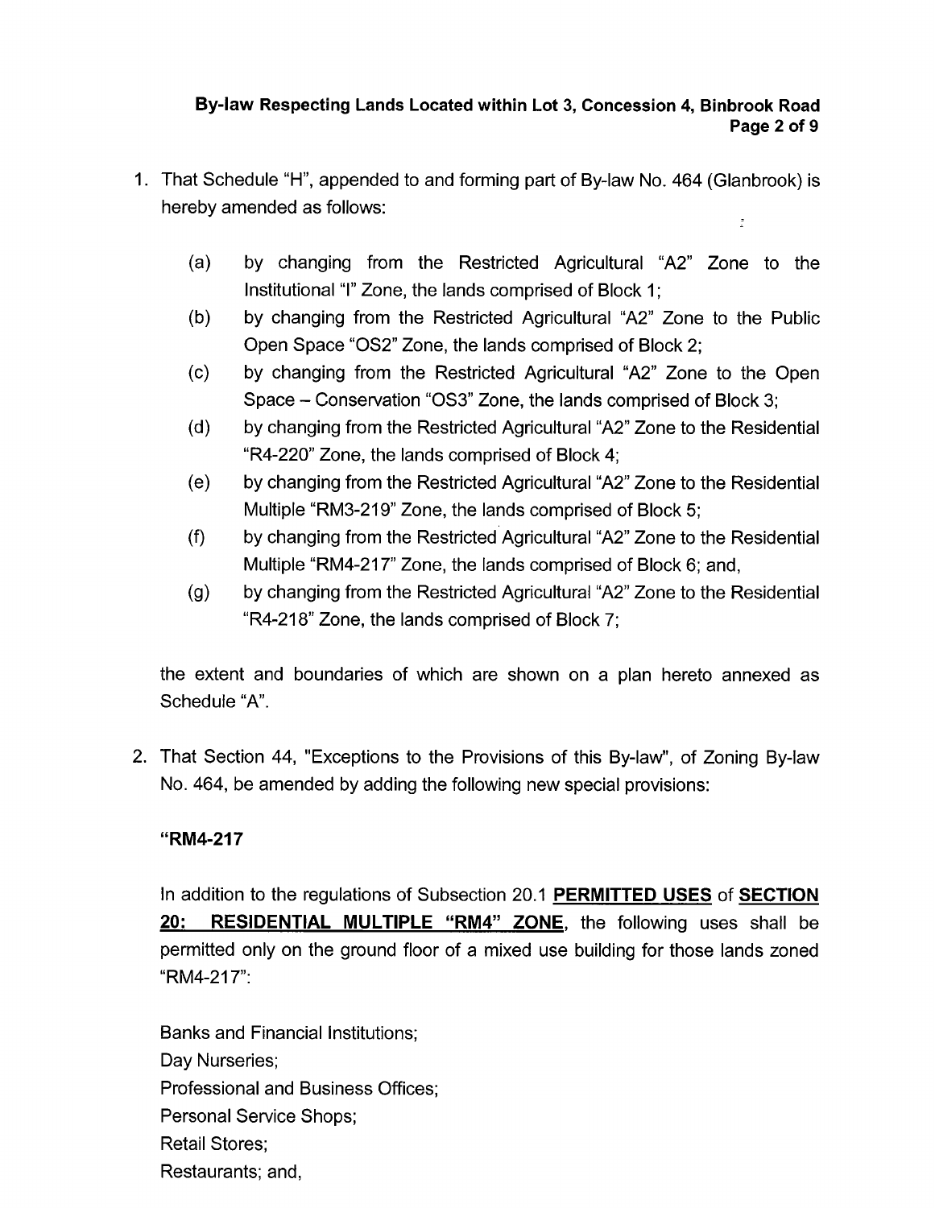1. That Schedule "H", appended to and forming part of By-law No. 464 (Glanbrook) is hereby amended as follows:

   (a) by changing from the Restricted Agricultural "A2" Zone to the Institutional "I" Zone, the lands comprised of Block 1;
   (b) by changing from the Restricted Agricultural "A2" Zone to the Public Open Space "OS2" Zone, the lands comprised of Block 2;
   (c) by changing from the Restricted Agricultural "A2" Zone to the Open Space – Conservation "OS3" Zone, the lands comprised of Block 3;
   (d) by changing from the Restricted Agricultural "A2" Zone to the Residential "R4-220" Zone, the lands comprised of Block 4;
   (e) by changing from the Restricted Agricultural "A2" Zone to the Residential Multiple "RM3-219" Zone, the lands comprised of Block 5;
   (f) by changing from the Restricted Agricultural "A2" Zone to the Residential Multiple "RM4-217" Zone, the lands comprised of Block 6; and,
   (g) by changing from the Restricted Agricultural "A2" Zone to the Residential "R4-218" Zone, the lands comprised of Block 7;

   the extent and boundaries of which are shown on a plan hereto annexed as Schedule "A".

2. That Section 44, "Exceptions to the Provisions of this By-law", of Zoning By-law No. 464, be amended by adding the following new special provisions:

   **"RM4-217**

   In addition to the regulations of Subsection 20.1 **PERMITTED USES** of **SECTION 20: RESIDENTIAL MULTIPLE "RM4" ZONE**, the following uses shall be permitted only on the ground floor of a mixed use building for those lands zoned "RM4-217":

   Banks and Financial Institutions;
   Day Nurseries;
   Professional and Business Offices;
   Personal Service Shops;
   Retail Stores;
   Restaurants; and,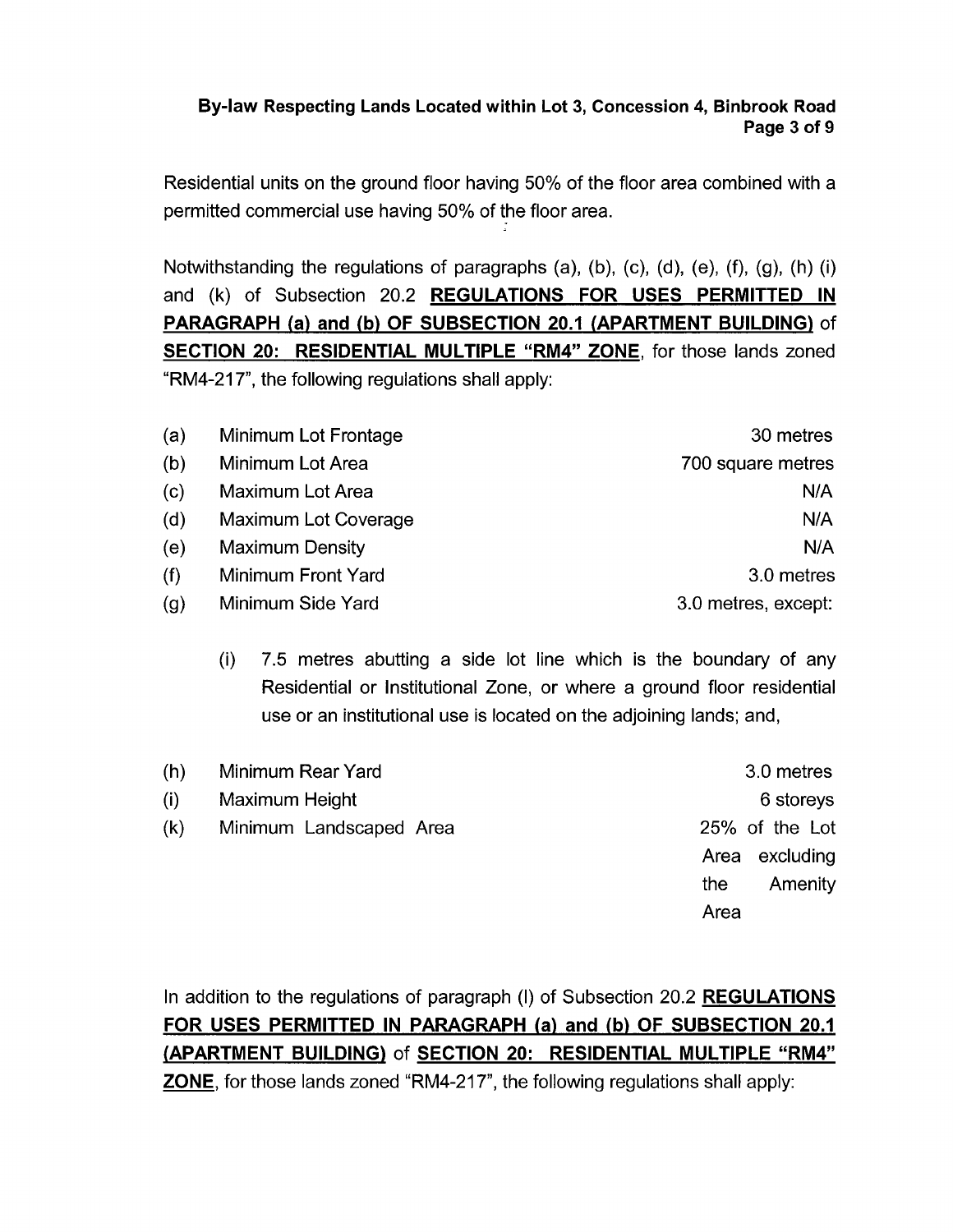Residential units on the ground floor having 50% of the floor area combined with a permitted commercial use having 50% of the floor area.

Notwithstanding the regulations of paragraphs (a), (b), (c), (d), (e), (f), (g), (h) (i) and (k) of Subsection 20.2 **REGULATIONS FOR USES PERMITTED IN PARAGRAPH (a) and (b) OF SUBSECTION 20.1 (APARTMENT BUILDING)** of **SECTION 20: RESIDENTIAL MULTIPLE "RM4" ZONE**, for those lands zoned "RM4-217", the following regulations shall apply:

| | | |
|---|---|---|
| (a) | Minimum Lot Frontage | 30 metres |
| (b) | Minimum Lot Area | 700 square metres |
| (c) | Maximum Lot Area | N/A |
| (d) | Maximum Lot Coverage | N/A |
| (e) | Maximum Density | N/A |
| (f) | Minimum Front Yard | 3.0 metres |
| (g) | Minimum Side Yard | 3.0 metres, except: |

(i) 7.5 metres abutting a side lot line which is the boundary of any Residential or Institutional Zone, or where a ground floor residential use or an institutional use is located on the adjoining lands; and,

| | | |
|---|---|---|
| (h) | Minimum Rear Yard | 3.0 metres |
| (i) | Maximum Height | 6 storeys |
| (k) | Minimum Landscaped Area | 25% of the Lot Area excluding the Amenity Area |

In addition to the regulations of paragraph (l) of Subsection 20.2 **REGULATIONS FOR USES PERMITTED IN PARAGRAPH (a) and (b) OF SUBSECTION 20.1 (APARTMENT BUILDING)** of **SECTION 20: RESIDENTIAL MULTIPLE "RM4" ZONE**, for those lands zoned "RM4-217", the following regulations shall apply: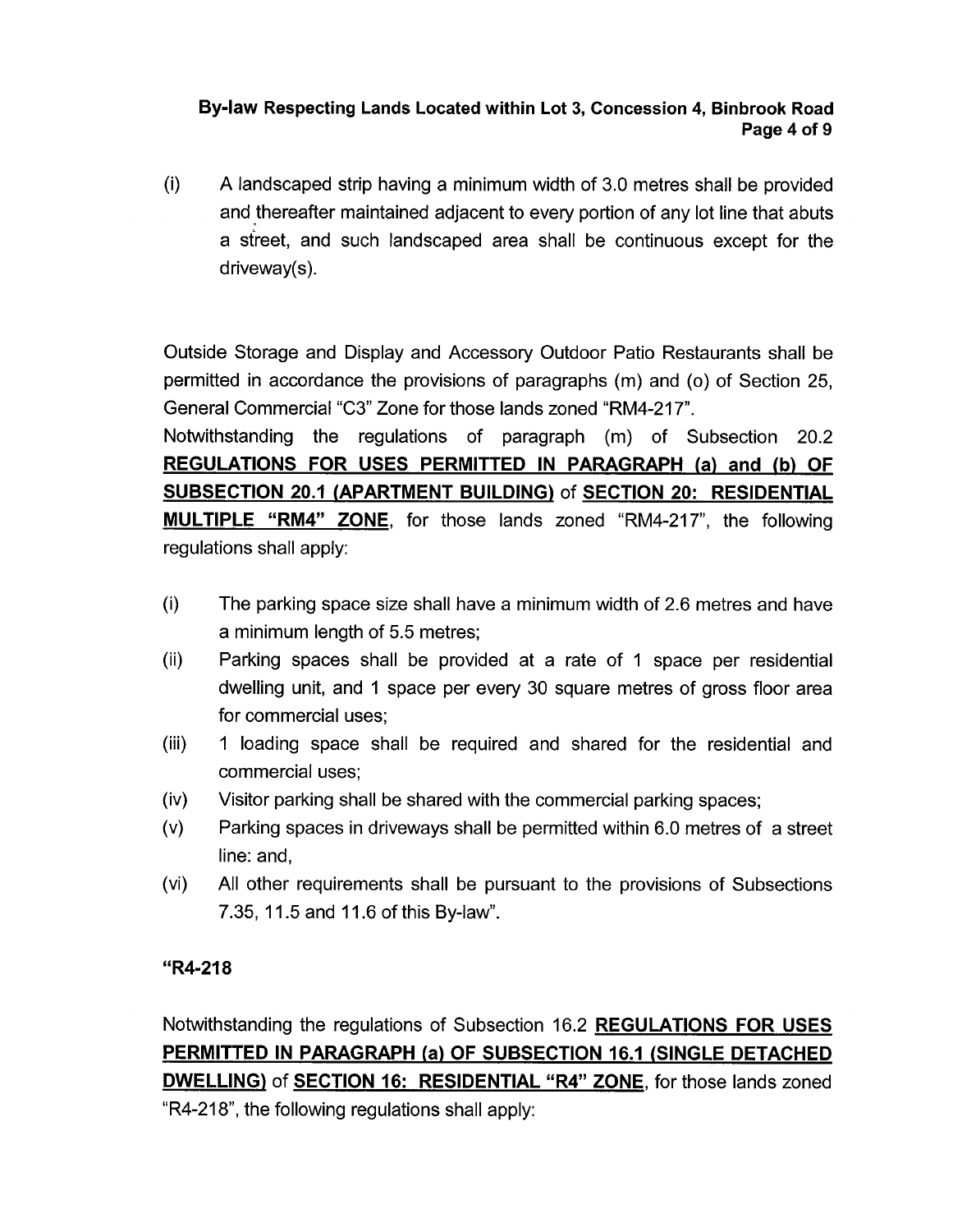(i) A landscaped strip having a minimum width of 3.0 metres shall be provided and thereafter maintained adjacent to every portion of any lot line that abuts a street, and such landscaped area shall be continuous except for the driveway(s).

Outside Storage and Display and Accessory Outdoor Patio Restaurants shall be permitted in accordance the provisions of paragraphs (m) and (o) of Section 25, General Commercial "C3" Zone for those lands zoned "RM4-217".

Notwithstanding the regulations of paragraph (m) of Subsection 20.2 **REGULATIONS FOR USES PERMITTED IN PARAGRAPH (a) and (b) OF SUBSECTION 20.1 (APARTMENT BUILDING)** of **SECTION 20: RESIDENTIAL MULTIPLE "RM4" ZONE**, for those lands zoned "RM4-217", the following regulations shall apply:

(i) The parking space size shall have a minimum width of 2.6 metres and have a minimum length of 5.5 metres;

(ii) Parking spaces shall be provided at a rate of 1 space per residential dwelling unit, and 1 space per every 30 square metres of gross floor area for commercial uses;

(iii) 1 loading space shall be required and shared for the residential and commercial uses;

(iv) Visitor parking shall be shared with the commercial parking spaces;

(v) Parking spaces in driveways shall be permitted within 6.0 metres of a street line: and,

(vi) All other requirements shall be pursuant to the provisions of Subsections 7.35, 11.5 and 11.6 of this By-law".

**"R4-218**

Notwithstanding the regulations of Subsection 16.2 **REGULATIONS FOR USES PERMITTED IN PARAGRAPH (a) OF SUBSECTION 16.1 (SINGLE DETACHED DWELLING)** of **SECTION 16: RESIDENTIAL "R4" ZONE**, for those lands zoned "R4-218", the following regulations shall apply: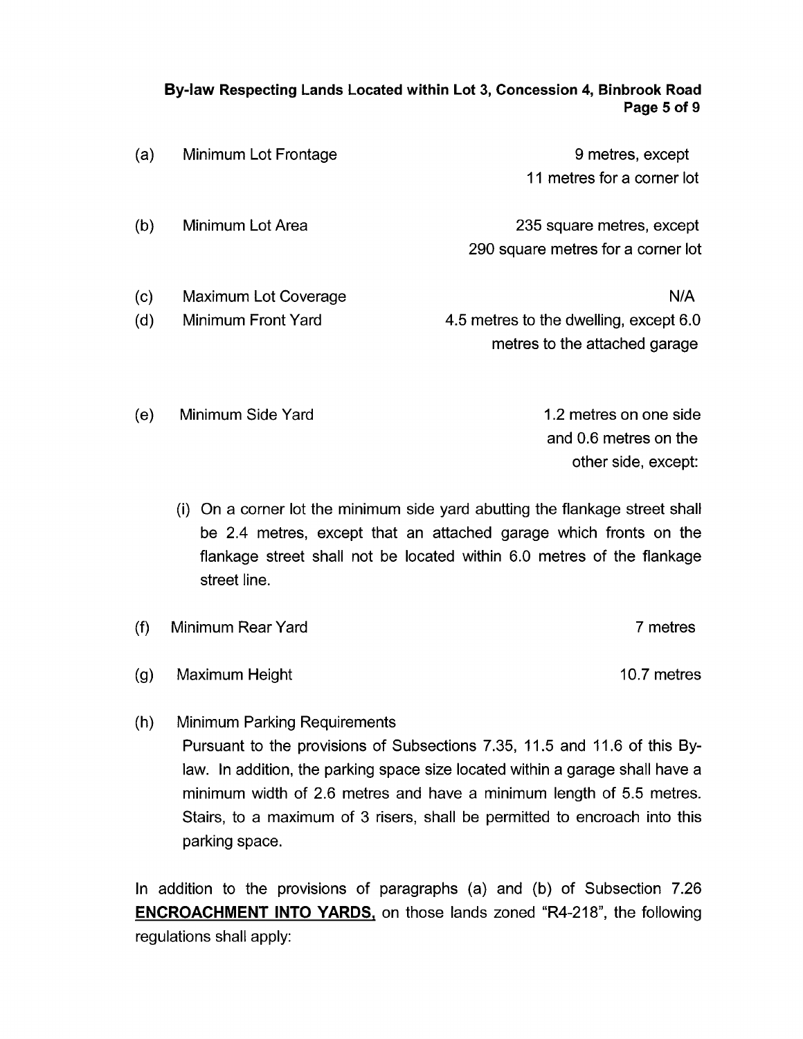(a) Minimum Lot Frontage — 9 metres, except 11 metres for a corner lot

(b) Minimum Lot Area — 235 square metres, except 290 square metres for a corner lot

(c) Maximum Lot Coverage — N/A

(d) Minimum Front Yard — 4.5 metres to the dwelling, except 6.0 metres to the attached garage

(e) Minimum Side Yard — 1.2 metres on one side and 0.6 metres on the other side, except:

   (i) On a corner lot the minimum side yard abutting the flankage street shall be 2.4 metres, except that an attached garage which fronts on the flankage street shall not be located within 6.0 metres of the flankage street line.

(f) Minimum Rear Yard — 7 metres

(g) Maximum Height — 10.7 metres

(h) Minimum Parking Requirements

   Pursuant to the provisions of Subsections 7.35, 11.5 and 11.6 of this By-law. In addition, the parking space size located within a garage shall have a minimum width of 2.6 metres and have a minimum length of 5.5 metres. Stairs, to a maximum of 3 risers, shall be permitted to encroach into this parking space.

In addition to the provisions of paragraphs (a) and (b) of Subsection 7.26 **ENCROACHMENT INTO YARDS,** on those lands zoned "R4-218", the following regulations shall apply: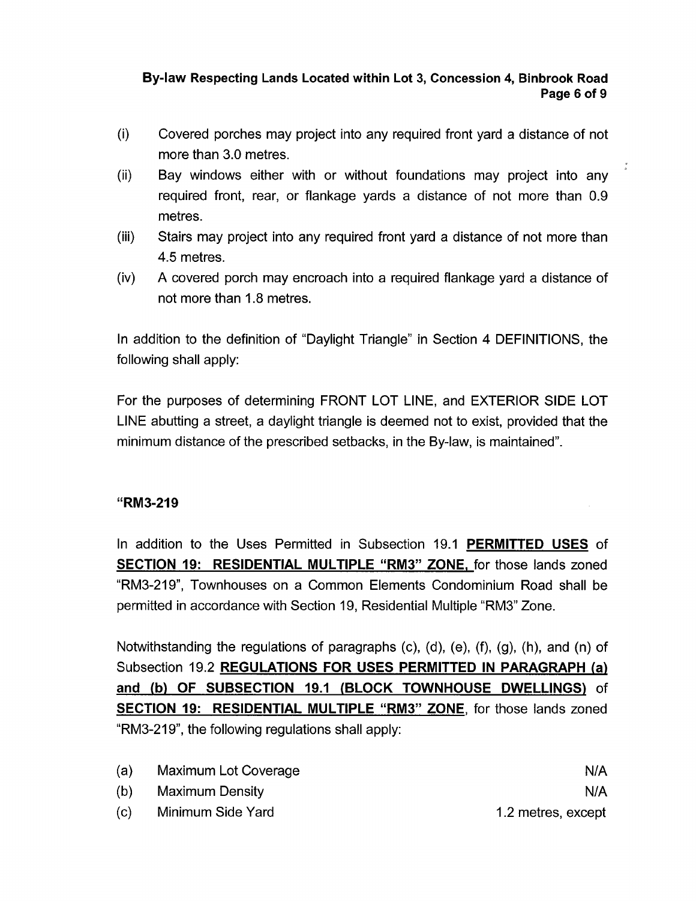(i) Covered porches may project into any required front yard a distance of not more than 3.0 metres.

(ii) Bay windows either with or without foundations may project into any required front, rear, or flankage yards a distance of not more than 0.9 metres.

(iii) Stairs may project into any required front yard a distance of not more than 4.5 metres.

(iv) A covered porch may encroach into a required flankage yard a distance of not more than 1.8 metres.

In addition to the definition of "Daylight Triangle" in Section 4 DEFINITIONS, the following shall apply:

For the purposes of determining FRONT LOT LINE, and EXTERIOR SIDE LOT LINE abutting a street, a daylight triangle is deemed not to exist, provided that the minimum distance of the prescribed setbacks, in the By-law, is maintained".

**"RM3-219**

In addition to the Uses Permitted in Subsection 19.1 **PERMITTED USES** of **SECTION 19: RESIDENTIAL MULTIPLE "RM3" ZONE**, for those lands zoned "RM3-219", Townhouses on a Common Elements Condominium Road shall be permitted in accordance with Section 19, Residential Multiple "RM3" Zone.

Notwithstanding the regulations of paragraphs (c), (d), (e), (f), (g), (h), and (n) of Subsection 19.2 **REGULATIONS FOR USES PERMITTED IN PARAGRAPH (a) and (b) OF SUBSECTION 19.1 (BLOCK TOWNHOUSE DWELLINGS)** of **SECTION 19: RESIDENTIAL MULTIPLE "RM3" ZONE**, for those lands zoned "RM3-219", the following regulations shall apply:

| | | |
|---|---|---|
| (a) | Maximum Lot Coverage | N/A |
| (b) | Maximum Density | N/A |
| (c) | Minimum Side Yard | 1.2 metres, except |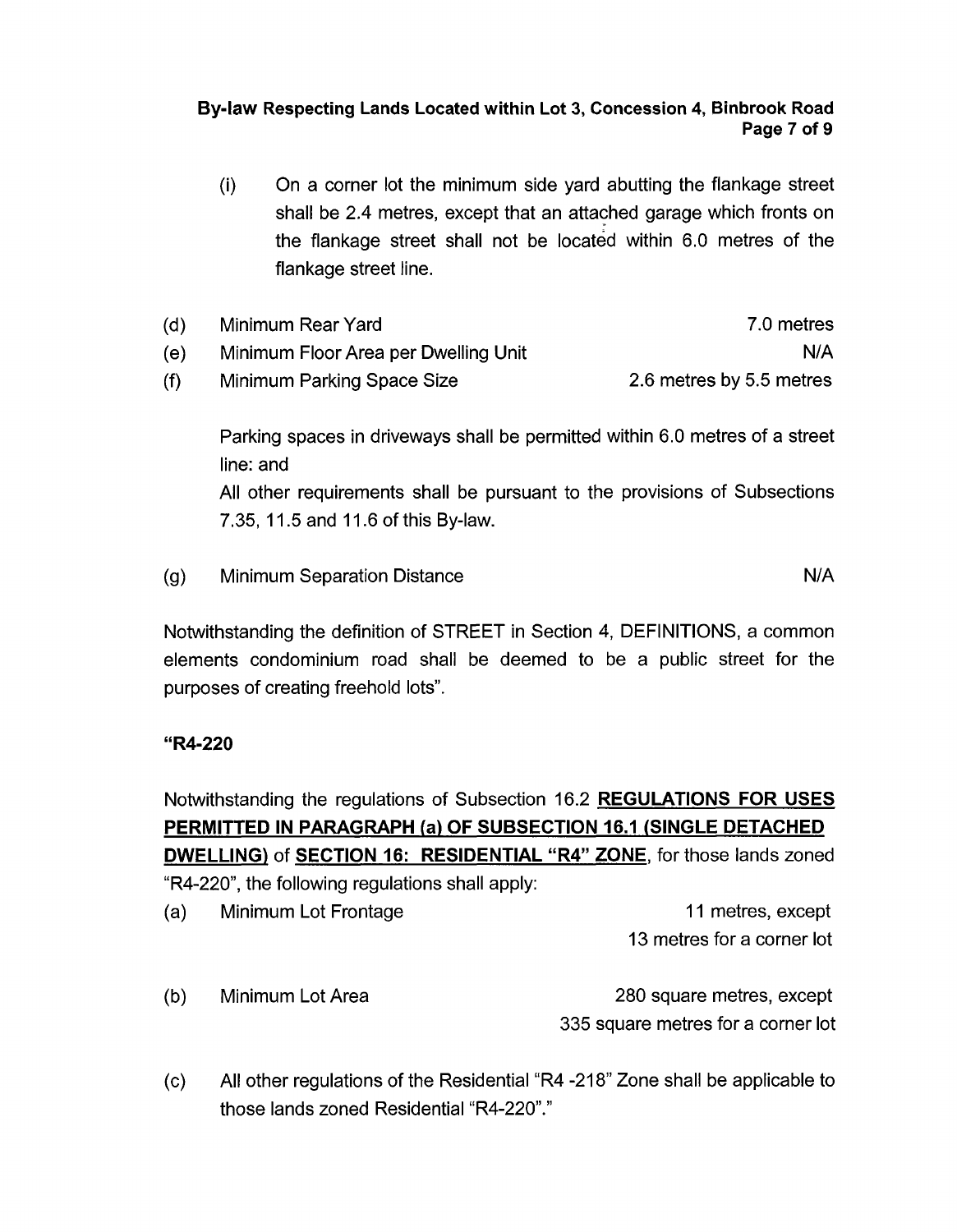(i) On a corner lot the minimum side yard abutting the flankage street shall be 2.4 metres, except that an attached garage which fronts on the flankage street shall not be located within 6.0 metres of the flankage street line.

(d) Minimum Rear Yard 7.0 metres

(e) Minimum Floor Area per Dwelling Unit N/A

(f) Minimum Parking Space Size 2.6 metres by 5.5 metres

Parking spaces in driveways shall be permitted within 6.0 metres of a street line: and

All other requirements shall be pursuant to the provisions of Subsections 7.35, 11.5 and 11.6 of this By-law.

(g) Minimum Separation Distance N/A

Notwithstanding the definition of STREET in Section 4, DEFINITIONS, a common elements condominium road shall be deemed to be a public street for the purposes of creating freehold lots".

**"R4-220**

Notwithstanding the regulations of Subsection 16.2 **REGULATIONS FOR USES PERMITTED IN PARAGRAPH (a) OF SUBSECTION 16.1 (SINGLE DETACHED DWELLING)** of **SECTION 16: RESIDENTIAL "R4" ZONE**, for those lands zoned "R4-220", the following regulations shall apply:

(a) Minimum Lot Frontage 11 metres, except 13 metres for a corner lot

(b) Minimum Lot Area 280 square metres, except 335 square metres for a corner lot

(c) All other regulations of the Residential "R4 -218" Zone shall be applicable to those lands zoned Residential "R4-220"."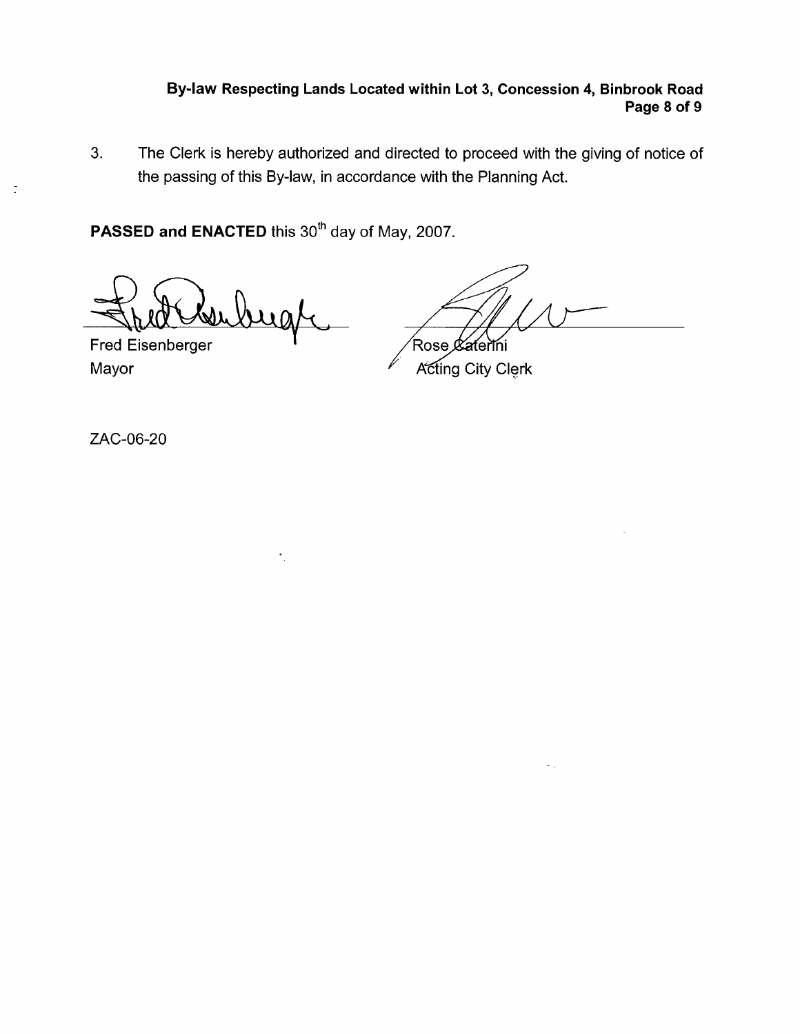3. The Clerk is hereby authorized and directed to proceed with the giving of notice of the passing of this By-law, in accordance with the Planning Act.

**PASSED and ENACTED** this 30th day of May, 2007.

| | |
|---|---|
| Fred Eisenberger | Rose Caterini |
| Mayor | Acting City Clerk |

ZAC-06-20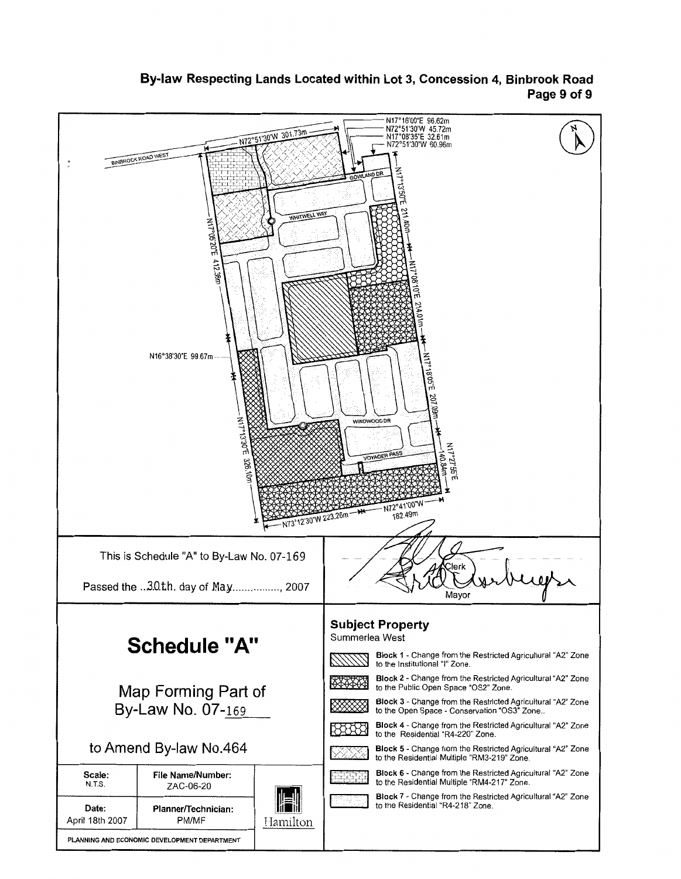**By-law Respecting Lands Located within Lot 3, Concession 4, Binbrook Road**

BINBROOK ROAD WEST

N72°51'30"W 301.73m

N17°16'00"E 96.62m
N72°51'30"W 45.72m
N17°08'35"E 32.61m
N72°51'30"W 60.96m

N17°13'50"E 211.40m

N17°08'10"E 214.01m

N17°18'05"E 207.99m

N17°27'55"E 140.84m

N72°41'00"W 182.49m

N73°12'30"W 223.26m

N17°13'30"E 326.10m

N16°38'30"E 99.67m

N17°06'20"E 412.38m

GOWLAND DR

WHITWELL WAY

WINDWOOD DR

VOYAGER PASS

N

This is Schedule "A" to By-Law No. 07-169

Passed the ..30th. day of May................, 2007

Clerk

Mayor

# Schedule "A"

Map Forming Part of
By-Law No. 07-169

to Amend By-law No.464

| Scale: | File Name/Number: | |
|---|---|---|
| N.T.S. | ZAC-06-20 | |
| Date: | Planner/Technician: | Hamilton |
| April 18th 2007 | PM/MF | |

PLANNING AND ECONOMIC DEVELOPMENT DEPARTMENT

**Subject Property**
Summerlea West

- **Block 1** - Change from the Restricted Agricultural "A2" Zone to the Institutional "I" Zone.
- **Block 2** - Change from the Restricted Agricultural "A2" Zone to the Public Open Space "OS2" Zone.
- **Block 3** - Change from the Restricted Agricultural "A2" Zone to the Open Space - Conservation "OS3" Zone..
- **Block 4** - Change from the Restricted Agricultural "A2" Zone to the Residential "R4-220" Zone.
- **Block 5** - Change from the Restricted Agricultural "A2" Zone to the Residential Multiple "RM3-219" Zone.
- **Block 6** - Change from the Restricted Agricultural "A2" Zone to the Residential Multiple "RM4-217" Zone.
- **Block 7** - Change from the Restricted Agricultural "A2" Zone to the Residential "R4-218" Zone.